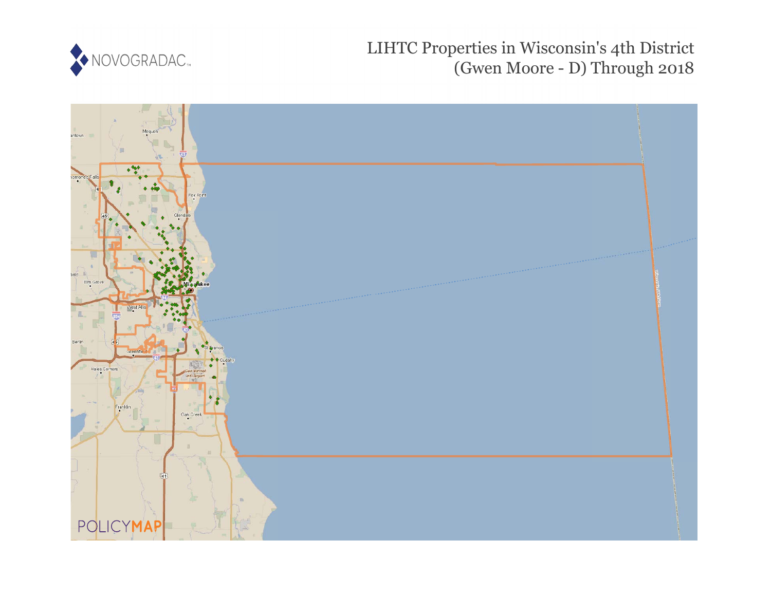NOVOGRADAC

# LIHTC Properties in Wisconsin's 4th District (Gwen Moore - D) Through 2018

Mequon

Menomonee Falls

Fox Point

Glendale

Elm Grove

Milwaukee

West Allis

Berlin

Greenfield

St. Francis

Cudahy

Hales Corners

Gen Mitchell Int'l Airport

Franklin

Oak Creek

POLICYMAP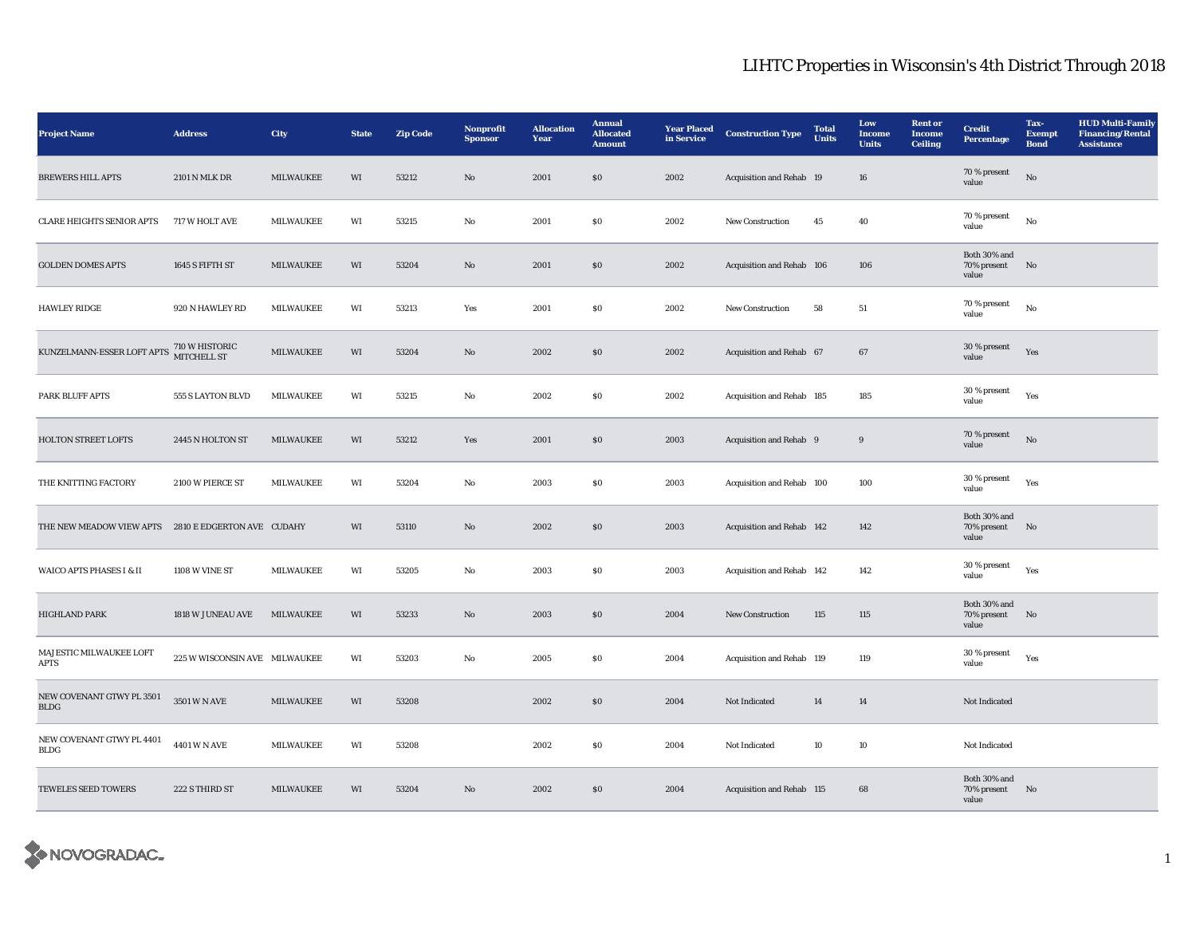# LIHTC Properties in Wisconsin's 4th District Through 2018

| Project Name | Address | City | State | Zip Code | Nonprofit Sponsor | Allocation Year | Annual Allocated Amount | Year Placed in Service | Construction Type | Total Units | Low Income Units | Rent or Income Ceiling | Credit Percentage | Tax-Exempt Bond | HUD Multi-Family Financing/Rental Assistance |
|---|---|---|---|---|---|---|---|---|---|---|---|---|---|---|---|
| BREWERS HILL APTS | 2101 N MLK DR | MILWAUKEE | WI | 53212 | No | 2001 | $0 | 2002 | Acquisition and Rehab | 19 | 16 | | 70 % present value | No | |
| CLARE HEIGHTS SENIOR APTS | 717 W HOLT AVE | MILWAUKEE | WI | 53215 | No | 2001 | $0 | 2002 | New Construction | 45 | 40 | | 70 % present value | No | |
| GOLDEN DOMES APTS | 1645 S FIFTH ST | MILWAUKEE | WI | 53204 | No | 2001 | $0 | 2002 | Acquisition and Rehab | 106 | 106 | | Both 30% and 70% present value | No | |
| HAWLEY RIDGE | 920 N HAWLEY RD | MILWAUKEE | WI | 53213 | Yes | 2001 | $0 | 2002 | New Construction | 58 | 51 | | 70 % present value | No | |
| KUNZELMANN-ESSER LOFT APTS | 710 W HISTORIC MITCHELL ST | MILWAUKEE | WI | 53204 | No | 2002 | $0 | 2002 | Acquisition and Rehab | 67 | 67 | | 30 % present value | Yes | |
| PARK BLUFF APTS | 555 S LAYTON BLVD | MILWAUKEE | WI | 53215 | No | 2002 | $0 | 2002 | Acquisition and Rehab | 185 | 185 | | 30 % present value | Yes | |
| HOLTON STREET LOFTS | 2445 N HOLTON ST | MILWAUKEE | WI | 53212 | Yes | 2001 | $0 | 2003 | Acquisition and Rehab | 9 | 9 | | 70 % present value | No | |
| THE KNITTING FACTORY | 2100 W PIERCE ST | MILWAUKEE | WI | 53204 | No | 2003 | $0 | 2003 | Acquisition and Rehab | 100 | 100 | | 30 % present value | Yes | |
| THE NEW MEADOW VIEW APTS | 2810 E EDGERTON AVE | CUDAHY | WI | 53110 | No | 2002 | $0 | 2003 | Acquisition and Rehab | 142 | 142 | | Both 30% and 70% present value | No | |
| WAICO APTS PHASES I & II | 1108 W VINE ST | MILWAUKEE | WI | 53205 | No | 2003 | $0 | 2003 | Acquisition and Rehab | 142 | 142 | | 30 % present value | Yes | |
| HIGHLAND PARK | 1818 W JUNEAU AVE | MILWAUKEE | WI | 53233 | No | 2003 | $0 | 2004 | New Construction | 115 | 115 | | Both 30% and 70% present value | No | |
| MAJESTIC MILWAUKEE LOFT APTS | 225 W WISCONSIN AVE | MILWAUKEE | WI | 53203 | No | 2005 | $0 | 2004 | Acquisition and Rehab | 119 | 119 | | 30 % present value | Yes | |
| NEW COVENANT GTWY PL 3501 BLDG | 3501 W N AVE | MILWAUKEE | WI | 53208 | | 2002 | $0 | 2004 | Not Indicated | 14 | 14 | | Not Indicated | | |
| NEW COVENANT GTWY PL 4401 BLDG | 4401 W N AVE | MILWAUKEE | WI | 53208 | | 2002 | $0 | 2004 | Not Indicated | 10 | 10 | | Not Indicated | | |
| TEWELES SEED TOWERS | 222 S THIRD ST | MILWAUKEE | WI | 53204 | No | 2002 | $0 | 2004 | Acquisition and Rehab | 115 | 68 | | Both 30% and 70% present value | No | |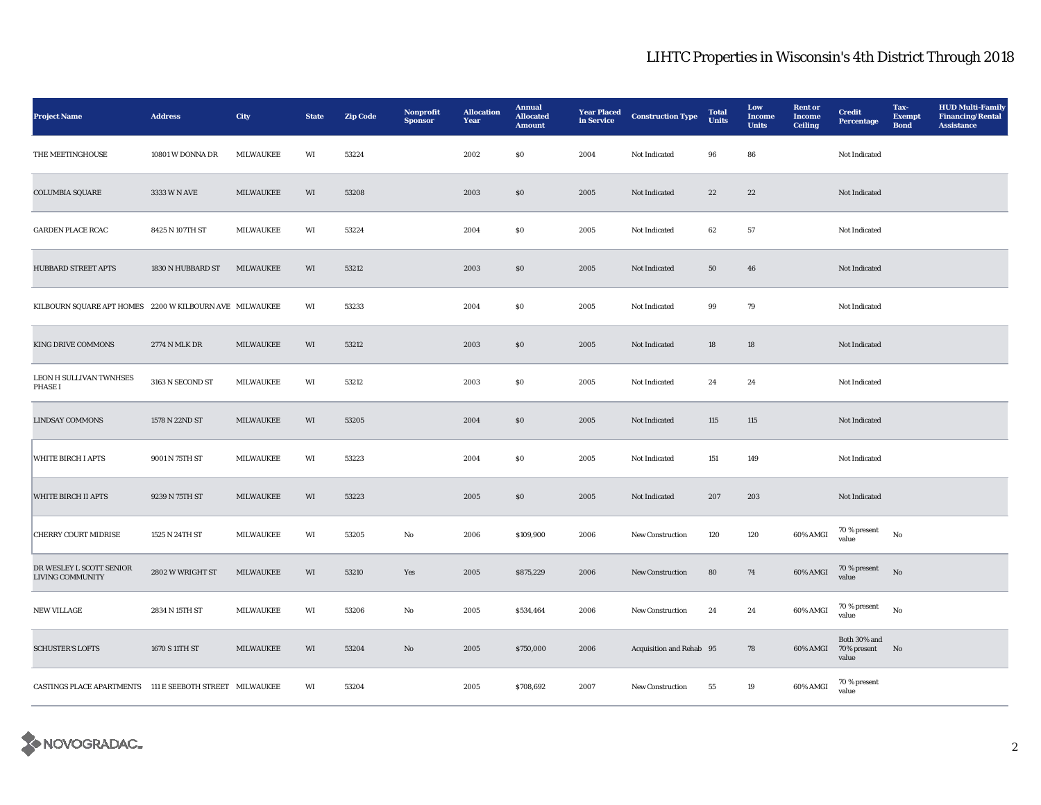# LIHTC Properties in Wisconsin's 4th District Through 2018

| Project Name | Address | City | State | Zip Code | Nonprofit Sponsor | Allocation Year | Annual Allocated Amount | Year Placed in Service | Construction Type | Total Units | Low Income Units | Rent or Income Ceiling | Credit Percentage | Tax-Exempt Bond | HUD Multi-Family Financing/Rental Assistance |
|---|---|---|---|---|---|---|---|---|---|---|---|---|---|---|---|
| THE MEETINGHOUSE | 10801 W DONNA DR | MILWAUKEE | WI | 53224 | | 2002 | $0 | 2004 | Not Indicated | 96 | 86 | | Not Indicated | | |
| COLUMBIA SQUARE | 3333 W N AVE | MILWAUKEE | WI | 53208 | | 2003 | $0 | 2005 | Not Indicated | 22 | 22 | | Not Indicated | | |
| GARDEN PLACE RCAC | 8425 N 107TH ST | MILWAUKEE | WI | 53224 | | 2004 | $0 | 2005 | Not Indicated | 62 | 57 | | Not Indicated | | |
| HUBBARD STREET APTS | 1830 N HUBBARD ST | MILWAUKEE | WI | 53212 | | 2003 | $0 | 2005 | Not Indicated | 50 | 46 | | Not Indicated | | |
| KILBOURN SQUARE APT HOMES | 2200 W KILBOURN AVE | MILWAUKEE | WI | 53233 | | 2004 | $0 | 2005 | Not Indicated | 99 | 79 | | Not Indicated | | |
| KING DRIVE COMMONS | 2774 N MLK DR | MILWAUKEE | WI | 53212 | | 2003 | $0 | 2005 | Not Indicated | 18 | 18 | | Not Indicated | | |
| LEON H SULLIVAN TWNHSES PHASE I | 3163 N SECOND ST | MILWAUKEE | WI | 53212 | | 2003 | $0 | 2005 | Not Indicated | 24 | 24 | | Not Indicated | | |
| LINDSAY COMMONS | 1578 N 22ND ST | MILWAUKEE | WI | 53205 | | 2004 | $0 | 2005 | Not Indicated | 115 | 115 | | Not Indicated | | |
| WHITE BIRCH I APTS | 9001 N 75TH ST | MILWAUKEE | WI | 53223 | | 2004 | $0 | 2005 | Not Indicated | 151 | 149 | | Not Indicated | | |
| WHITE BIRCH II APTS | 9239 N 75TH ST | MILWAUKEE | WI | 53223 | | 2005 | $0 | 2005 | Not Indicated | 207 | 203 | | Not Indicated | | |
| CHERRY COURT MIDRISE | 1525 N 24TH ST | MILWAUKEE | WI | 53205 | No | 2006 | $109,900 | 2006 | New Construction | 120 | 120 | 60% AMGI | 70 % present value | No | |
| DR WESLEY L SCOTT SENIOR LIVING COMMUNITY | 2802 W WRIGHT ST | MILWAUKEE | WI | 53210 | Yes | 2005 | $875,229 | 2006 | New Construction | 80 | 74 | 60% AMGI | 70 % present value | No | |
| NEW VILLAGE | 2834 N 15TH ST | MILWAUKEE | WI | 53206 | No | 2005 | $534,464 | 2006 | New Construction | 24 | 24 | 60% AMGI | 70 % present value | No | |
| SCHUSTER'S LOFTS | 1670 S 11TH ST | MILWAUKEE | WI | 53204 | No | 2005 | $750,000 | 2006 | Acquisition and Rehab | 95 | 78 | 60% AMGI | Both 30% and 70% present value | No | |
| CASTINGS PLACE APARTMENTS | 111 E SEEBOTH STREET | MILWAUKEE | WI | 53204 | | 2005 | $708,692 | 2007 | New Construction | 55 | 19 | 60% AMGI | 70 % present value | | |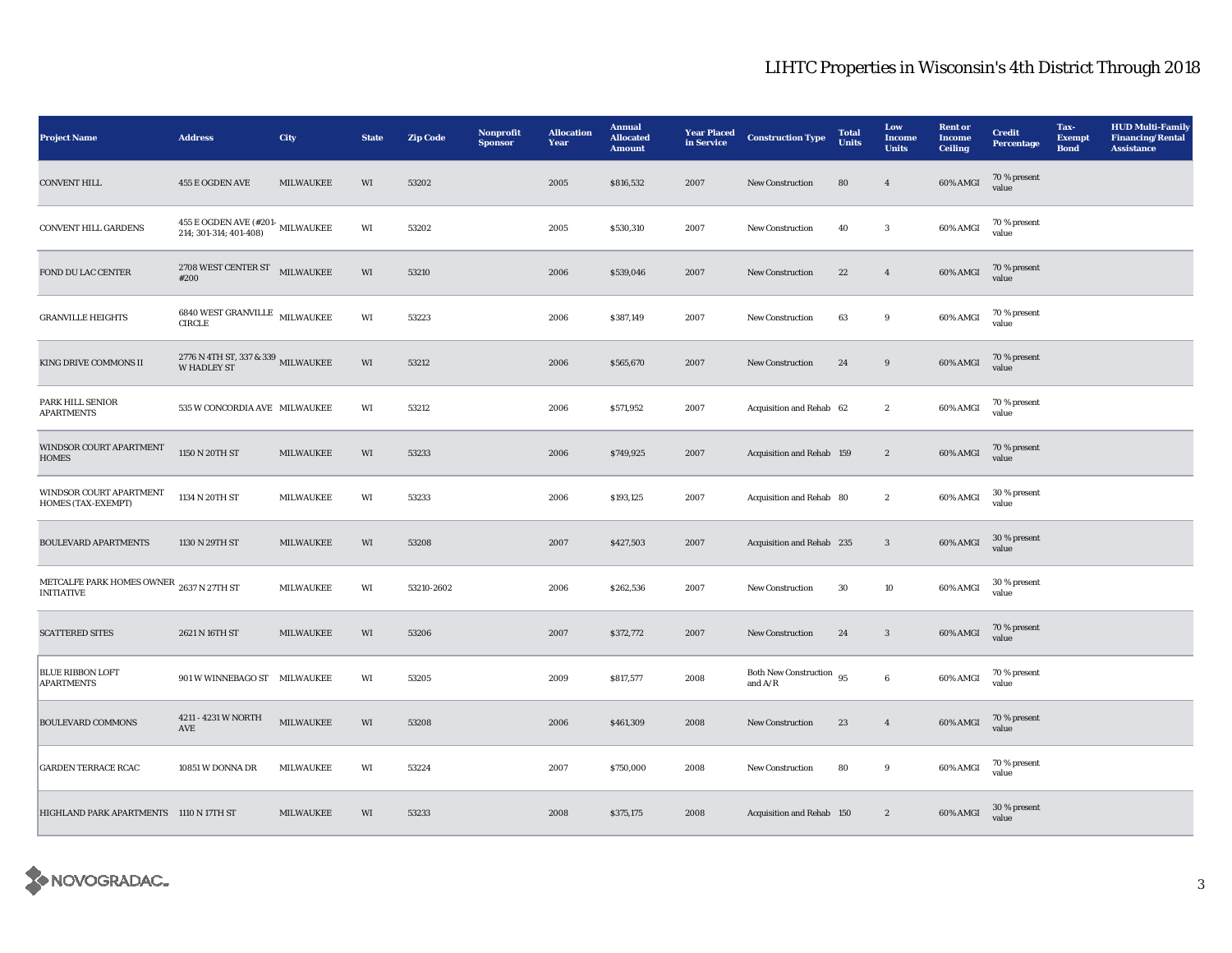# LIHTC Properties in Wisconsin's 4th District Through 2018

| Project Name | Address | City | State | Zip Code | Nonprofit Sponsor | Allocation Year | Annual Allocated Amount | Year Placed in Service | Construction Type | Total Units | Low Income Units | Rent or Income Ceiling | Credit Percentage | Tax-Exempt Bond | HUD Multi-Family Financing/Rental Assistance |
|---|---|---|---|---|---|---|---|---|---|---|---|---|---|---|---|
| CONVENT HILL | 455 E OGDEN AVE | MILWAUKEE | WI | 53202 | | 2005 | $816,532 | 2007 | New Construction | 80 | 4 | 60% AMGI | 70 % present value | | |
| CONVENT HILL GARDENS | 455 E OGDEN AVE (#201-214; 301-314; 401-408) | MILWAUKEE | WI | 53202 | | 2005 | $530,310 | 2007 | New Construction | 40 | 3 | 60% AMGI | 70 % present value | | |
| FOND DU LAC CENTER | 2708 WEST CENTER ST #200 | MILWAUKEE | WI | 53210 | | 2006 | $539,046 | 2007 | New Construction | 22 | 4 | 60% AMGI | 70 % present value | | |
| GRANVILLE HEIGHTS | 6840 WEST GRANVILLE CIRCLE | MILWAUKEE | WI | 53223 | | 2006 | $387,149 | 2007 | New Construction | 63 | 9 | 60% AMGI | 70 % present value | | |
| KING DRIVE COMMONS II | 2776 N 4TH ST, 337 & 339 W HADLEY ST | MILWAUKEE | WI | 53212 | | 2006 | $565,670 | 2007 | New Construction | 24 | 9 | 60% AMGI | 70 % present value | | |
| PARK HILL SENIOR APARTMENTS | 535 W CONCORDIA AVE | MILWAUKEE | WI | 53212 | | 2006 | $571,952 | 2007 | Acquisition and Rehab | 62 | 2 | 60% AMGI | 70 % present value | | |
| WINDSOR COURT APARTMENT HOMES | 1150 N 20TH ST | MILWAUKEE | WI | 53233 | | 2006 | $749,925 | 2007 | Acquisition and Rehab | 159 | 2 | 60% AMGI | 70 % present value | | |
| WINDSOR COURT APARTMENT HOMES (TAX-EXEMPT) | 1134 N 20TH ST | MILWAUKEE | WI | 53233 | | 2006 | $193,125 | 2007 | Acquisition and Rehab | 80 | 2 | 60% AMGI | 30 % present value | | |
| BOULEVARD APARTMENTS | 1130 N 29TH ST | MILWAUKEE | WI | 53208 | | 2007 | $427,503 | 2007 | Acquisition and Rehab | 235 | 3 | 60% AMGI | 30 % present value | | |
| METCALFE PARK HOMES OWNER INITIATIVE | 2637 N 27TH ST | MILWAUKEE | WI | 53210-2602 | | 2006 | $262,536 | 2007 | New Construction | 30 | 10 | 60% AMGI | 30 % present value | | |
| SCATTERED SITES | 2621 N 16TH ST | MILWAUKEE | WI | 53206 | | 2007 | $372,772 | 2007 | New Construction | 24 | 3 | 60% AMGI | 70 % present value | | |
| BLUE RIBBON LOFT APARTMENTS | 901 W WINNEBAGO ST | MILWAUKEE | WI | 53205 | | 2009 | $817,577 | 2008 | Both New Construction and A/R | 95 | 6 | 60% AMGI | 70 % present value | | |
| BOULEVARD COMMONS | 4211 - 4231 W NORTH AVE | MILWAUKEE | WI | 53208 | | 2006 | $461,309 | 2008 | New Construction | 23 | 4 | 60% AMGI | 70 % present value | | |
| GARDEN TERRACE RCAC | 10851 W DONNA DR | MILWAUKEE | WI | 53224 | | 2007 | $750,000 | 2008 | New Construction | 80 | 9 | 60% AMGI | 70 % present value | | |
| HIGHLAND PARK APARTMENTS | 1110 N 17TH ST | MILWAUKEE | WI | 53233 | | 2008 | $375,175 | 2008 | Acquisition and Rehab | 150 | 2 | 60% AMGI | 30 % present value | | |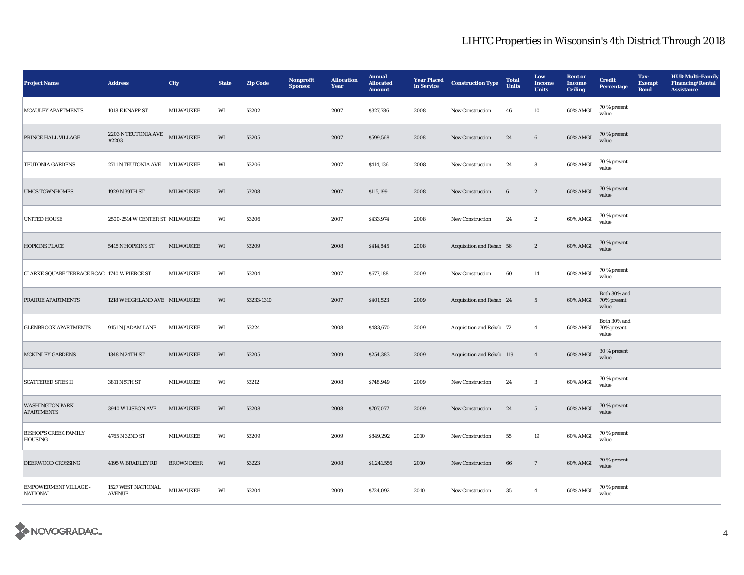# LIHTC Properties in Wisconsin's 4th District Through 2018

| Project Name | Address | City | State | Zip Code | Nonprofit Sponsor | Allocation Year | Annual Allocated Amount | Year Placed in Service | Construction Type | Total Units | Low Income Units | Rent or Income Ceiling | Credit Percentage | Tax-Exempt Bond | HUD Multi-Family Financing/Rental Assistance |
|---|---|---|---|---|---|---|---|---|---|---|---|---|---|---|---|
| MCAULEY APARTMENTS | 1018 E KNAPP ST | MILWAUKEE | WI | 53202 | | 2007 | $327,786 | 2008 | New Construction | 46 | 10 | 60% AMGI | 70 % present value | | |
| PRINCE HALL VILLAGE | 2203 N TEUTONIA AVE #2203 | MILWAUKEE | WI | 53205 | | 2007 | $599,568 | 2008 | New Construction | 24 | 6 | 60% AMGI | 70 % present value | | |
| TEUTONIA GARDENS | 2711 N TEUTONIA AVE | MILWAUKEE | WI | 53206 | | 2007 | $414,136 | 2008 | New Construction | 24 | 8 | 60% AMGI | 70 % present value | | |
| UMCS TOWNHOMES | 1929 N 39TH ST | MILWAUKEE | WI | 53208 | | 2007 | $115,199 | 2008 | New Construction | 6 | 2 | 60% AMGI | 70 % present value | | |
| UNITED HOUSE | 2500-2514 W CENTER ST | MILWAUKEE | WI | 53206 | | 2007 | $433,974 | 2008 | New Construction | 24 | 2 | 60% AMGI | 70 % present value | | |
| HOPKINS PLACE | 5415 N HOPKINS ST | MILWAUKEE | WI | 53209 | | 2008 | $414,845 | 2008 | Acquisition and Rehab | 56 | 2 | 60% AMGI | 70 % present value | | |
| CLARKE SQUARE TERRACE RCAC | 1740 W PIERCE ST | MILWAUKEE | WI | 53204 | | 2007 | $677,188 | 2009 | New Construction | 60 | 14 | 60% AMGI | 70 % present value | | |
| PRAIRIE APARTMENTS | 1218 W HIGHLAND AVE | MILWAUKEE | WI | 53233-1310 | | 2007 | $401,523 | 2009 | Acquisition and Rehab | 24 | 5 | 60% AMGI | Both 30% and 70% present value | | |
| GLENBROOK APARTMENTS | 9151 N JADAM LANE | MILWAUKEE | WI | 53224 | | 2008 | $483,670 | 2009 | Acquisition and Rehab | 72 | 4 | 60% AMGI | Both 30% and 70% present value | | |
| MCKINLEY GARDENS | 1348 N 24TH ST | MILWAUKEE | WI | 53205 | | 2009 | $254,383 | 2009 | Acquisition and Rehab | 119 | 4 | 60% AMGI | 30 % present value | | |
| SCATTERED SITES II | 3811 N 5TH ST | MILWAUKEE | WI | 53212 | | 2008 | $748,949 | 2009 | New Construction | 24 | 3 | 60% AMGI | 70 % present value | | |
| WASHINGTON PARK APARTMENTS | 3940 W LISBON AVE | MILWAUKEE | WI | 53208 | | 2008 | $707,077 | 2009 | New Construction | 24 | 5 | 60% AMGI | 70 % present value | | |
| BISHOP'S CREEK FAMILY HOUSING | 4765 N 32ND ST | MILWAUKEE | WI | 53209 | | 2009 | $849,292 | 2010 | New Construction | 55 | 19 | 60% AMGI | 70 % present value | | |
| DEERWOOD CROSSING | 4195 W BRADLEY RD | BROWN DEER | WI | 53223 | | 2008 | $1,241,556 | 2010 | New Construction | 66 | 7 | 60% AMGI | 70 % present value | | |
| EMPOWERMENT VILLAGE - NATIONAL | 1527 WEST NATIONAL AVENUE | MILWAUKEE | WI | 53204 | | 2009 | $724,092 | 2010 | New Construction | 35 | 4 | 60% AMGI | 70 % present value | | |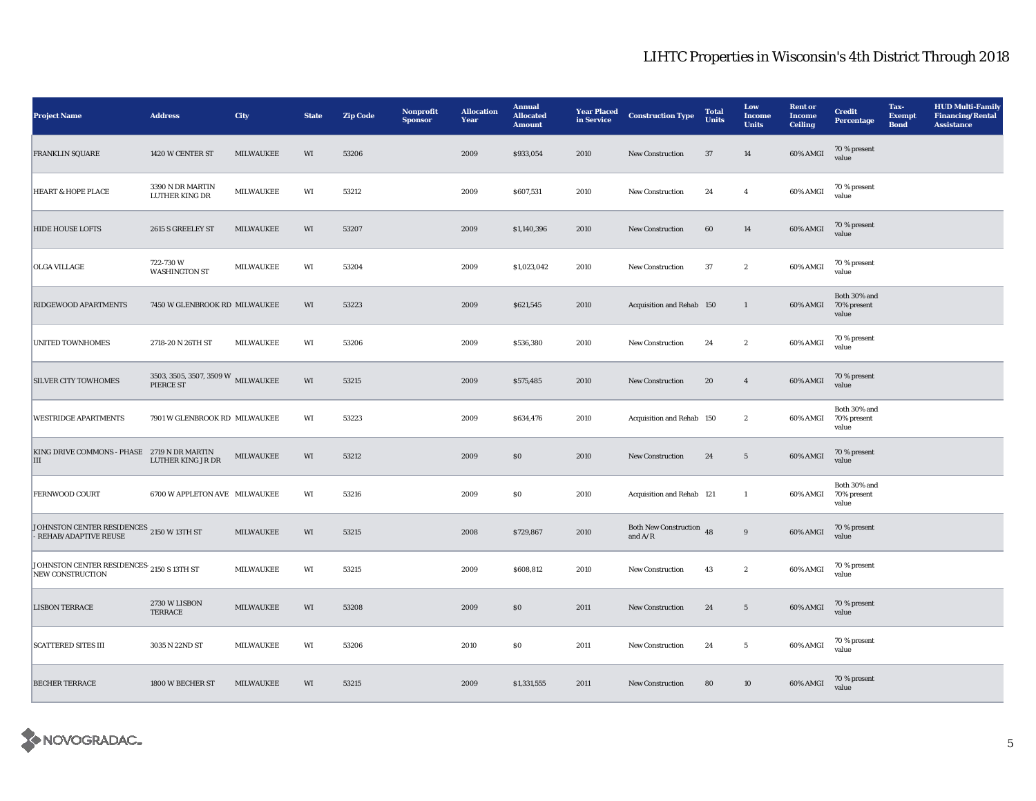# LIHTC Properties in Wisconsin's 4th District Through 2018

| Project Name | Address | City | State | Zip Code | Nonprofit Sponsor | Allocation Year | Annual Allocated Amount | Year Placed in Service | Construction Type | Total Units | Low Income Units | Rent or Income Ceiling | Credit Percentage | Tax-Exempt Bond | HUD Multi-Family Financing/Rental Assistance |
|---|---|---|---|---|---|---|---|---|---|---|---|---|---|---|---|
| FRANKLIN SQUARE | 1420 W CENTER ST | MILWAUKEE | WI | 53206 | | 2009 | $933,054 | 2010 | New Construction | 37 | 14 | 60% AMGI | 70 % present value | | |
| HEART & HOPE PLACE | 3390 N DR MARTIN LUTHER KING DR | MILWAUKEE | WI | 53212 | | 2009 | $607,531 | 2010 | New Construction | 24 | 4 | 60% AMGI | 70 % present value | | |
| HIDE HOUSE LOFTS | 2615 S GREELEY ST | MILWAUKEE | WI | 53207 | | 2009 | $1,140,396 | 2010 | New Construction | 60 | 14 | 60% AMGI | 70 % present value | | |
| OLGA VILLAGE | 722-730 W WASHINGTON ST | MILWAUKEE | WI | 53204 | | 2009 | $1,023,042 | 2010 | New Construction | 37 | 2 | 60% AMGI | 70 % present value | | |
| RIDGEWOOD APARTMENTS | 7450 W GLENBROOK RD | MILWAUKEE | WI | 53223 | | 2009 | $621,545 | 2010 | Acquisition and Rehab | 150 | 1 | 60% AMGI | Both 30% and 70% present value | | |
| UNITED TOWNHOMES | 2718-20 N 26TH ST | MILWAUKEE | WI | 53206 | | 2009 | $536,380 | 2010 | New Construction | 24 | 2 | 60% AMGI | 70 % present value | | |
| SILVER CITY TOWHOMES | 3503, 3505, 3507, 3509 W PIERCE ST | MILWAUKEE | WI | 53215 | | 2009 | $575,485 | 2010 | New Construction | 20 | 4 | 60% AMGI | 70 % present value | | |
| WESTRIDGE APARTMENTS | 7901 W GLENBROOK RD | MILWAUKEE | WI | 53223 | | 2009 | $634,476 | 2010 | Acquisition and Rehab | 150 | 2 | 60% AMGI | Both 30% and 70% present value | | |
| KING DRIVE COMMONS - PHASE III | 2719 N DR MARTIN LUTHER KING JR DR | MILWAUKEE | WI | 53212 | | 2009 | $0 | 2010 | New Construction | 24 | 5 | 60% AMGI | 70 % present value | | |
| FERNWOOD COURT | 6700 W APPLETON AVE | MILWAUKEE | WI | 53216 | | 2009 | $0 | 2010 | Acquisition and Rehab | 121 | 1 | 60% AMGI | Both 30% and 70% present value | | |
| JOHNSTON CENTER RESIDENCES - REHAB/ADAPTIVE REUSE | 2150 W 13TH ST | MILWAUKEE | WI | 53215 | | 2008 | $729,867 | 2010 | Both New Construction and A/R | 48 | 9 | 60% AMGI | 70 % present value | | |
| JOHNSTON CENTER RESIDENCES- NEW CONSTRUCTION | 2150 S 13TH ST | MILWAUKEE | WI | 53215 | | 2009 | $608,812 | 2010 | New Construction | 43 | 2 | 60% AMGI | 70 % present value | | |
| LISBON TERRACE | 2730 W LISBON TERRACE | MILWAUKEE | WI | 53208 | | 2009 | $0 | 2011 | New Construction | 24 | 5 | 60% AMGI | 70 % present value | | |
| SCATTERED SITES III | 3035 N 22ND ST | MILWAUKEE | WI | 53206 | | 2010 | $0 | 2011 | New Construction | 24 | 5 | 60% AMGI | 70 % present value | | |
| BECHER TERRACE | 1800 W BECHER ST | MILWAUKEE | WI | 53215 | | 2009 | $1,331,555 | 2011 | New Construction | 80 | 10 | 60% AMGI | 70 % present value | | |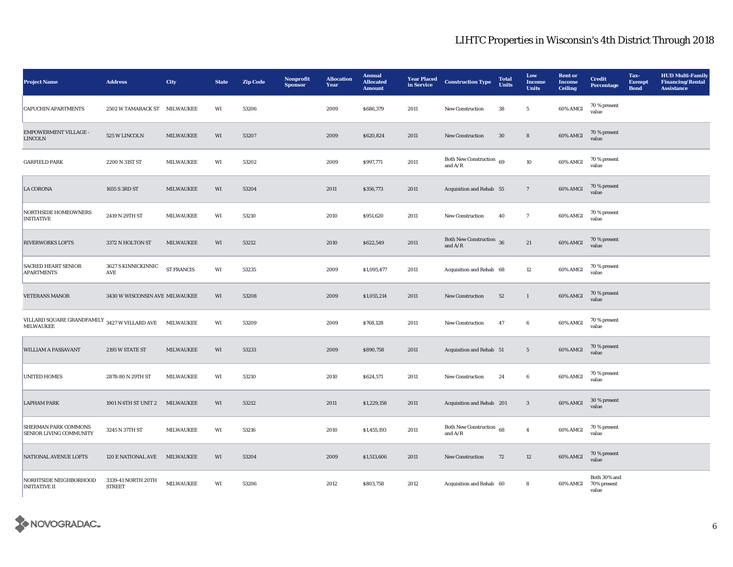## LIHTC Properties in Wisconsin's 4th District Through 2018

| Project Name | Address | City | State | Zip Code | Nonprofit Sponsor | Allocation Year | Annual Allocated Amount | Year Placed in Service | Construction Type | Total Units | Low Income Units | Rent or Income Ceiling | Credit Percentage | Tax-Exempt Bond | HUD Multi-Family Financing/Rental Assistance |
|---|---|---|---|---|---|---|---|---|---|---|---|---|---|---|---|
| CAPUCHIN APARTMENTS | 2502 W TAMARACK ST | MILWAUKEE | WI | 53206 | | 2009 | $686,379 | 2011 | New Construction | 38 | 5 | 60% AMGI | 70 % present value | | |
| EMPOWERMENT VILLAGE - LINCOLN | 525 W LINCOLN | MILWAUKEE | WI | 53207 | | 2009 | $620,824 | 2011 | New Construction | 30 | 8 | 60% AMGI | 70 % present value | | |
| GARFIELD PARK | 2200 N 31ST ST | MILWAUKEE | WI | 53202 | | 2009 | $997,771 | 2011 | Both New Construction and A/R | 69 | 10 | 60% AMGI | 70 % present value | | |
| LA CORONA | 1655 S 3RD ST | MILWAUKEE | WI | 53204 | | 2011 | $356,773 | 2011 | Acquisition and Rehab | 55 | 7 | 60% AMGI | 70 % present value | | |
| NORTHSIDE HOMEOWNERS INITIATIVE | 2419 N 29TH ST | MILWAUKEE | WI | 53210 | | 2010 | $951,620 | 2011 | New Construction | 40 | 7 | 60% AMGI | 70 % present value | | |
| RIVERWORKS LOFTS | 3372 N HOLTON ST | MILWAUKEE | WI | 53212 | | 2010 | $622,549 | 2011 | Both New Construction and A/R | 36 | 21 | 60% AMGI | 70 % present value | | |
| SACRED HEART SENIOR APARTMENTS | 3627 S KINNICKINNIC AVE | ST FRANCIS | WI | 53235 | | 2009 | $1,095,477 | 2011 | Acquisition and Rehab | 68 | 12 | 60% AMGI | 70 % present value | | |
| VETERANS MANOR | 3430 W WISCONSIN AVE | MILWAUKEE | WI | 53208 | | 2009 | $1,055,214 | 2011 | New Construction | 52 | 1 | 60% AMGI | 70 % present value | | |
| VILLARD SQUARE GRANDFAMILY MILWAUKEE | 3427 W VILLARD AVE | MILWAUKEE | WI | 53209 | | 2009 | $768,128 | 2011 | New Construction | 47 | 6 | 60% AMGI | 70 % present value | | |
| WILLIAM A PASSAVANT | 2195 W STATE ST | MILWAUKEE | WI | 53233 | | 2009 | $890,758 | 2011 | Acquisition and Rehab | 51 | 5 | 60% AMGI | 70 % present value | | |
| UNITED HOMES | 2878-80 N 29TH ST | MILWAUKEE | WI | 53210 | | 2010 | $624,571 | 2011 | New Construction | 24 | 6 | 60% AMGI | 70 % present value | | |
| LAPHAM PARK | 1901 N 6TH ST UNIT 2 | MILWAUKEE | WI | 53212 | | 2011 | $1,229,158 | 2011 | Acquisition and Rehab | 201 | 3 | 60% AMGI | 30 % present value | | |
| SHERMAN PARK COMMONS SENIOR LIVING COMMUNITY | 3245 N 37TH ST | MILWAUKEE | WI | 53216 | | 2010 | $1,455,193 | 2011 | Both New Construction and A/R | 68 | 4 | 60% AMGI | 70 % present value | | |
| NATIONAL AVENUE LOFTS | 120 E NATIONAL AVE | MILWAUKEE | WI | 53204 | | 2009 | $1,513,606 | 2011 | New Construction | 72 | 12 | 60% AMGI | 70 % present value | | |
| NORHTSIDE NEIGHBORHOOD INITIATIVE II | 3339-41 NORTH 20TH STREET | MILWAUKEE | WI | 53206 | | 2012 | $803,758 | 2012 | Acquisition and Rehab | 60 | 8 | 60% AMGI | Both 30% and 70% present value | | |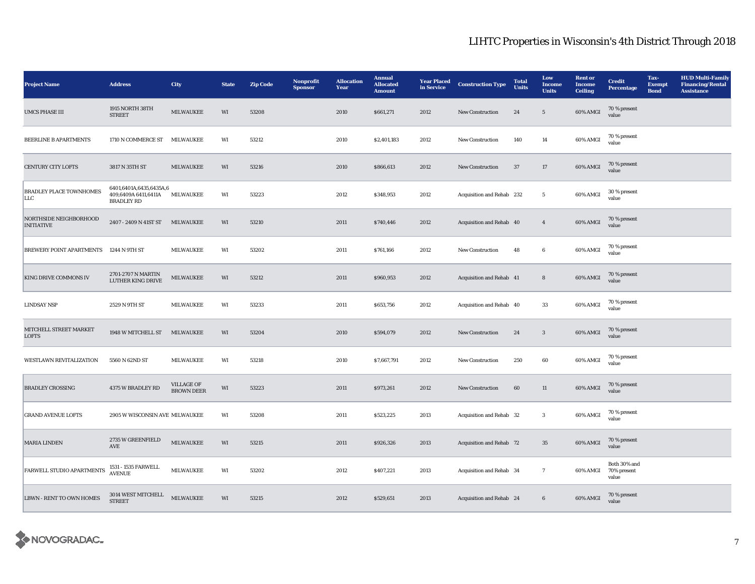# LIHTC Properties in Wisconsin's 4th District Through 2018

| Project Name | Address | City | State | Zip Code | Nonprofit Sponsor | Allocation Year | Annual Allocated Amount | Year Placed in Service | Construction Type | Total Units | Low Income Units | Rent or Income Ceiling | Credit Percentage | Tax-Exempt Bond | HUD Multi-Family Financing/Rental Assistance |
|---|---|---|---|---|---|---|---|---|---|---|---|---|---|---|---|
| UMCS PHASE III | 1915 NORTH 38TH STREET | MILWAUKEE | WI | 53208 | | 2010 | $661,271 | 2012 | New Construction | 24 | 5 | 60% AMGI | 70 % present value | | |
| BEERLINE B APARTMENTS | 1710 N COMMERCE ST | MILWAUKEE | WI | 53212 | | 2010 | $2,401,183 | 2012 | New Construction | 140 | 14 | 60% AMGI | 70 % present value | | |
| CENTURY CITY LOFTS | 3817 N 35TH ST | MILWAUKEE | WI | 53216 | | 2010 | $866,613 | 2012 | New Construction | 37 | 17 | 60% AMGI | 70 % present value | | |
| BRADLEY PLACE TOWNHOMES LLC | 6401,6401A,6435,6435A,6409,6409A 6411,6411A BRADLEY RD | MILWAUKEE | WI | 53223 | | 2012 | $348,953 | 2012 | Acquisition and Rehab | 232 | 5 | 60% AMGI | 30 % present value | | |
| NORTHSIDE NEIGHBORHOOD INITIATIVE | 2407 - 2409 N 41ST ST | MILWAUKEE | WI | 53210 | | 2011 | $740,446 | 2012 | Acquisition and Rehab | 40 | 4 | 60% AMGI | 70 % present value | | |
| BREWERY POINT APARTMENTS | 1244 N 9TH ST | MILWAUKEE | WI | 53202 | | 2011 | $761,166 | 2012 | New Construction | 48 | 6 | 60% AMGI | 70 % present value | | |
| KING DRIVE COMMONS IV | 2701-2707 N MARTIN LUTHER KING DRIVE | MILWAUKEE | WI | 53212 | | 2011 | $960,953 | 2012 | Acquisition and Rehab | 41 | 8 | 60% AMGI | 70 % present value | | |
| LINDSAY NSP | 2529 N 9TH ST | MILWAUKEE | WI | 53233 | | 2011 | $653,756 | 2012 | Acquisition and Rehab | 40 | 33 | 60% AMGI | 70 % present value | | |
| MITCHELL STREET MARKET LOFTS | 1948 W MITCHELL ST | MILWAUKEE | WI | 53204 | | 2010 | $594,079 | 2012 | New Construction | 24 | 3 | 60% AMGI | 70 % present value | | |
| WESTLAWN REVITALIZATION | 5560 N 62ND ST | MILWAUKEE | WI | 53218 | | 2010 | $7,667,791 | 2012 | New Construction | 250 | 60 | 60% AMGI | 70 % present value | | |
| BRADLEY CROSSING | 4375 W BRADLEY RD | VILLAGE OF BROWN DEER | WI | 53223 | | 2011 | $973,261 | 2012 | New Construction | 60 | 11 | 60% AMGI | 70 % present value | | |
| GRAND AVENUE LOFTS | 2905 W WISCONSIN AVE | MILWAUKEE | WI | 53208 | | 2011 | $523,225 | 2013 | Acquisition and Rehab | 32 | 3 | 60% AMGI | 70 % present value | | |
| MARIA LINDEN | 2735 W GREENFIELD AVE | MILWAUKEE | WI | 53215 | | 2011 | $926,326 | 2013 | Acquisition and Rehab | 72 | 35 | 60% AMGI | 70 % present value | | |
| FARWELL STUDIO APARTMENTS | 1531 - 1535 FARWELL AVENUE | MILWAUKEE | WI | 53202 | | 2012 | $407,221 | 2013 | Acquisition and Rehab | 34 | 7 | 60% AMGI | Both 30% and 70% present value | | |
| LBWN - RENT TO OWN HOMES | 3014 WEST MITCHELL STREET | MILWAUKEE | WI | 53215 | | 2012 | $529,651 | 2013 | Acquisition and Rehab | 24 | 6 | 60% AMGI | 70 % present value | | |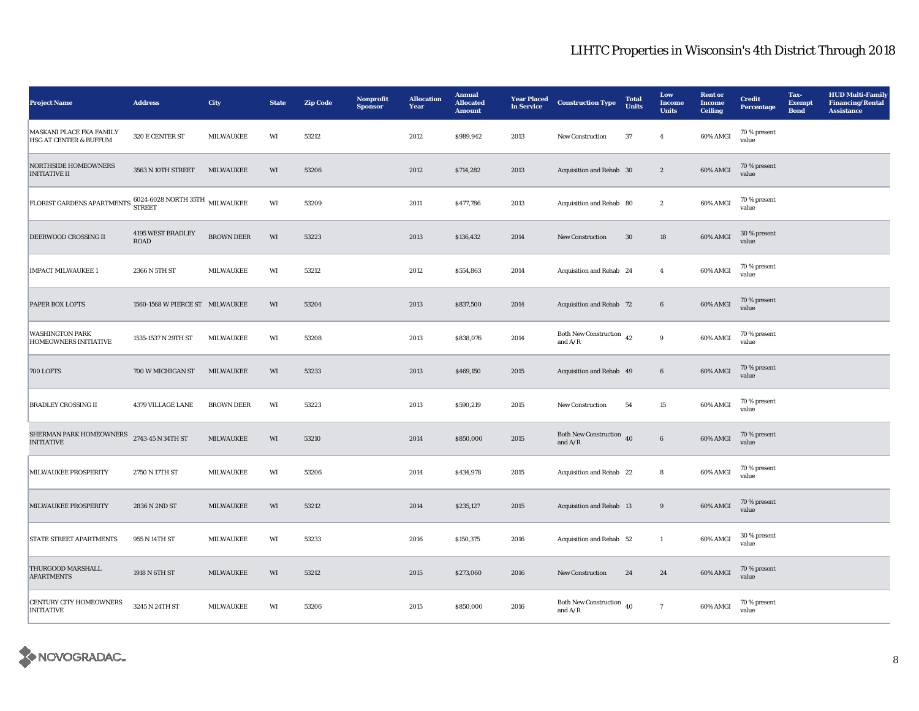# LIHTC Properties in Wisconsin's 4th District Through 2018

| Project Name | Address | City | State | Zip Code | Nonprofit Sponsor | Allocation Year | Annual Allocated Amount | Year Placed in Service | Construction Type | Total Units | Low Income Units | Rent or Income Ceiling | Credit Percentage | Tax-Exempt Bond | HUD Multi-Family Financing/Rental Assistance |
|---|---|---|---|---|---|---|---|---|---|---|---|---|---|---|---|
| MASKANI PLACE FKA FAMILY HSG AT CENTER & BUFFUM | 320 E CENTER ST | MILWAUKEE | WI | 53212 | | 2012 | $989,942 | 2013 | New Construction | 37 | 4 | 60% AMGI | 70 % present value | | |
| NORTHSIDE HOMEOWNERS INITIATIVE II | 3563 N 10TH STREET | MILWAUKEE | WI | 53206 | | 2012 | $714,282 | 2013 | Acquisition and Rehab | 30 | 2 | 60% AMGI | 70 % present value | | |
| FLORIST GARDENS APARTMENTS | 6024-6028 NORTH 35TH STREET | MILWAUKEE | WI | 53209 | | 2011 | $477,786 | 2013 | Acquisition and Rehab | 80 | 2 | 60% AMGI | 70 % present value | | |
| DEERWOOD CROSSING II | 4195 WEST BRADLEY ROAD | BROWN DEER | WI | 53223 | | 2013 | $136,432 | 2014 | New Construction | 30 | 18 | 60% AMGI | 30 % present value | | |
| IMPACT MILWAUKEE 1 | 2366 N 5TH ST | MILWAUKEE | WI | 53212 | | 2012 | $554,863 | 2014 | Acquisition and Rehab | 24 | 4 | 60% AMGI | 70 % present value | | |
| PAPER BOX LOFTS | 1560-1568 W PIERCE ST | MILWAUKEE | WI | 53204 | | 2013 | $837,500 | 2014 | Acquisition and Rehab | 72 | 6 | 60% AMGI | 70 % present value | | |
| WASHINGTON PARK HOMEOWNERS INITIATIVE | 1535-1537 N 29TH ST | MILWAUKEE | WI | 53208 | | 2013 | $838,076 | 2014 | Both New Construction and A/R | 42 | 9 | 60% AMGI | 70 % present value | | |
| 700 LOFTS | 700 W MICHIGAN ST | MILWAUKEE | WI | 53233 | | 2013 | $469,150 | 2015 | Acquisition and Rehab | 49 | 6 | 60% AMGI | 70 % present value | | |
| BRADLEY CROSSING II | 4379 VILLAGE LANE | BROWN DEER | WI | 53223 | | 2013 | $590,219 | 2015 | New Construction | 54 | 15 | 60% AMGI | 70 % present value | | |
| SHERMAN PARK HOMEOWNERS INITIATIVE | 2743-45 N 34TH ST | MILWAUKEE | WI | 53210 | | 2014 | $850,000 | 2015 | Both New Construction and A/R | 40 | 6 | 60% AMGI | 70 % present value | | |
| MILWAUKEE PROSPERITY | 2750 N 17TH ST | MILWAUKEE | WI | 53206 | | 2014 | $434,978 | 2015 | Acquisition and Rehab | 22 | 8 | 60% AMGI | 70 % present value | | |
| MILWAUKEE PROSPERITY | 2836 N 2ND ST | MILWAUKEE | WI | 53212 | | 2014 | $235,127 | 2015 | Acquisition and Rehab | 13 | 9 | 60% AMGI | 70 % present value | | |
| STATE STREET APARTMENTS | 955 N 14TH ST | MILWAUKEE | WI | 53233 | | 2016 | $150,375 | 2016 | Acquisition and Rehab | 52 | 1 | 60% AMGI | 30 % present value | | |
| THURGOOD MARSHALL APARTMENTS | 1918 N 6TH ST | MILWAUKEE | WI | 53212 | | 2015 | $273,060 | 2016 | New Construction | 24 | 24 | 60% AMGI | 70 % present value | | |
| CENTURY CITY HOMEOWNERS INITIATIVE | 3245 N 24TH ST | MILWAUKEE | WI | 53206 | | 2015 | $850,000 | 2016 | Both New Construction and A/R | 40 | 7 | 60% AMGI | 70 % present value | | |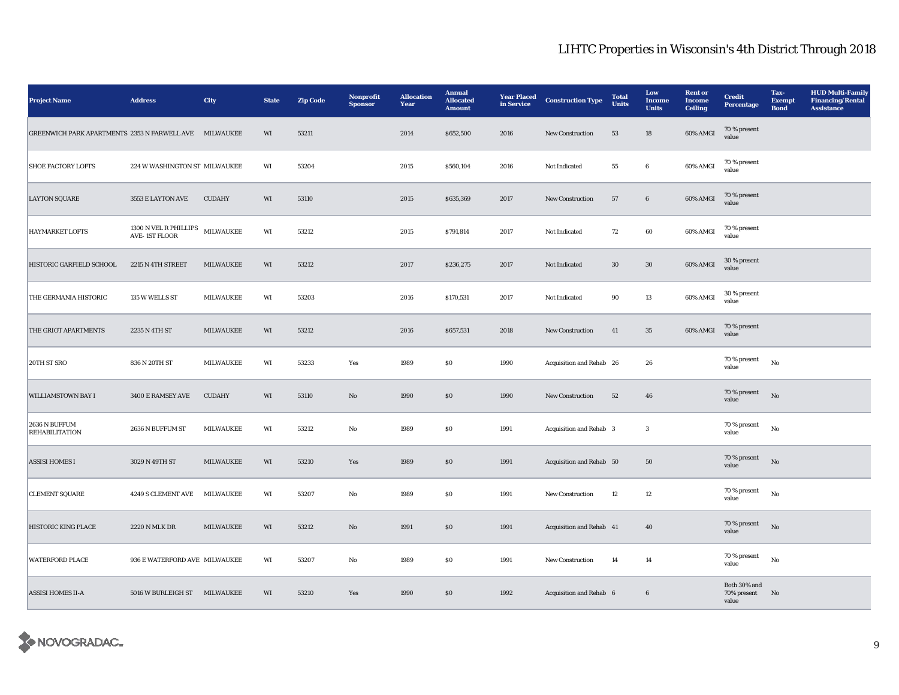# LIHTC Properties in Wisconsin's 4th District Through 2018

| Project Name | Address | City | State | Zip Code | Nonprofit Sponsor | Allocation Year | Annual Allocated Amount | Year Placed in Service | Construction Type | Total Units | Low Income Units | Rent or Income Ceiling | Credit Percentage | Tax-Exempt Bond | HUD Multi-Family Financing/Rental Assistance |
|---|---|---|---|---|---|---|---|---|---|---|---|---|---|---|---|
| GREENWICH PARK APARTMENTS | 2353 N FARWELL AVE | MILWAUKEE | WI | 53211 | | 2014 | $652,500 | 2016 | New Construction | 53 | 18 | 60% AMGI | 70 % present value | | |
| SHOE FACTORY LOFTS | 224 W WASHINGTON ST | MILWAUKEE | WI | 53204 | | 2015 | $560,104 | 2016 | Not Indicated | 55 | 6 | 60% AMGI | 70 % present value | | |
| LAYTON SQUARE | 3553 E LAYTON AVE | CUDAHY | WI | 53110 | | 2015 | $635,369 | 2017 | New Construction | 57 | 6 | 60% AMGI | 70 % present value | | |
| HAYMARKET LOFTS | 1300 N VEL R PHILLIPS AVE- 1ST FLOOR | MILWAUKEE | WI | 53212 | | 2015 | $791,814 | 2017 | Not Indicated | 72 | 60 | 60% AMGI | 70 % present value | | |
| HISTORIC GARFIELD SCHOOL | 2215 N 4TH STREET | MILWAUKEE | WI | 53212 | | 2017 | $236,275 | 2017 | Not Indicated | 30 | 30 | 60% AMGI | 30 % present value | | |
| THE GERMANIA HISTORIC | 135 W WELLS ST | MILWAUKEE | WI | 53203 | | 2016 | $170,531 | 2017 | Not Indicated | 90 | 13 | 60% AMGI | 30 % present value | | |
| THE GRIOT APARTMENTS | 2235 N 4TH ST | MILWAUKEE | WI | 53212 | | 2016 | $657,531 | 2018 | New Construction | 41 | 35 | 60% AMGI | 70 % present value | | |
| 20TH ST SRO | 836 N 20TH ST | MILWAUKEE | WI | 53233 | Yes | 1989 | $0 | 1990 | Acquisition and Rehab | 26 | 26 | | 70 % present value | No | |
| WILLIAMSTOWN BAY I | 3400 E RAMSEY AVE | CUDAHY | WI | 53110 | No | 1990 | $0 | 1990 | New Construction | 52 | 46 | | 70 % present value | No | |
| 2636 N BUFFUM REHABILITATION | 2636 N BUFFUM ST | MILWAUKEE | WI | 53212 | No | 1989 | $0 | 1991 | Acquisition and Rehab | 3 | 3 | | 70 % present value | No | |
| ASSISI HOMES I | 3029 N 49TH ST | MILWAUKEE | WI | 53210 | Yes | 1989 | $0 | 1991 | Acquisition and Rehab | 50 | 50 | | 70 % present value | No | |
| CLEMENT SQUARE | 4249 S CLEMENT AVE | MILWAUKEE | WI | 53207 | No | 1989 | $0 | 1991 | New Construction | 12 | 12 | | 70 % present value | No | |
| HISTORIC KING PLACE | 2220 N MLK DR | MILWAUKEE | WI | 53212 | No | 1991 | $0 | 1991 | Acquisition and Rehab | 41 | 40 | | 70 % present value | No | |
| WATERFORD PLACE | 936 E WATERFORD AVE | MILWAUKEE | WI | 53207 | No | 1989 | $0 | 1991 | New Construction | 14 | 14 | | 70 % present value | No | |
| ASSISI HOMES II-A | 5016 W BURLEIGH ST | MILWAUKEE | WI | 53210 | Yes | 1990 | $0 | 1992 | Acquisition and Rehab | 6 | 6 | | Both 30% and 70% present value | No | |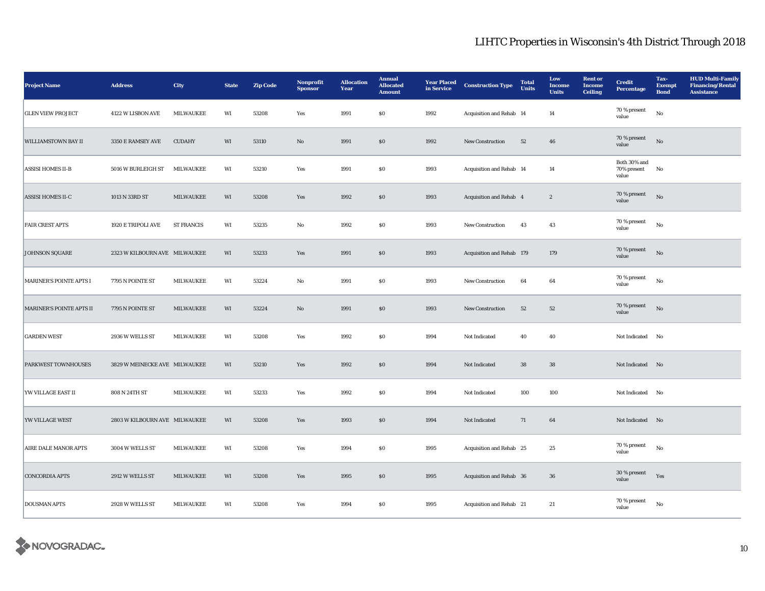# LIHTC Properties in Wisconsin's 4th District Through 2018

| Project Name | Address | City | State | Zip Code | Nonprofit Sponsor | Allocation Year | Annual Allocated Amount | Year Placed in Service | Construction Type | Total Units | Low Income Units | Rent or Income Ceiling | Credit Percentage | Tax-Exempt Bond | HUD Multi-Family Financing/Rental Assistance |
|---|---|---|---|---|---|---|---|---|---|---|---|---|---|---|---|
| GLEN VIEW PROJECT | 4122 W LISBON AVE | MILWAUKEE | WI | 53208 | Yes | 1991 | $0 | 1992 | Acquisition and Rehab | 14 | 14 | | 70 % present value | No | |
| WILLIAMSTOWN BAY II | 3350 E RAMSEY AVE | CUDAHY | WI | 53110 | No | 1991 | $0 | 1992 | New Construction | 52 | 46 | | 70 % present value | No | |
| ASSISI HOMES II-B | 5016 W BURLEIGH ST | MILWAUKEE | WI | 53210 | Yes | 1991 | $0 | 1993 | Acquisition and Rehab | 14 | 14 | | Both 30% and 70% present value | No | |
| ASSISI HOMES II-C | 1013 N 33RD ST | MILWAUKEE | WI | 53208 | Yes | 1992 | $0 | 1993 | Acquisition and Rehab | 4 | 2 | | 70 % present value | No | |
| FAIR CREST APTS | 1920 E TRIPOLI AVE | ST FRANCIS | WI | 53235 | No | 1992 | $0 | 1993 | New Construction | 43 | 43 | | 70 % present value | No | |
| JOHNSON SQUARE | 2323 W KILBOURN AVE | MILWAUKEE | WI | 53233 | Yes | 1991 | $0 | 1993 | Acquisition and Rehab | 179 | 179 | | 70 % present value | No | |
| MARINER'S POINTE APTS I | 7795 N POINTE ST | MILWAUKEE | WI | 53224 | No | 1991 | $0 | 1993 | New Construction | 64 | 64 | | 70 % present value | No | |
| MARINER'S POINTE APTS II | 7795 N POINTE ST | MILWAUKEE | WI | 53224 | No | 1991 | $0 | 1993 | New Construction | 52 | 52 | | 70 % present value | No | |
| GARDEN WEST | 2936 W WELLS ST | MILWAUKEE | WI | 53208 | Yes | 1992 | $0 | 1994 | Not Indicated | 40 | 40 | | Not Indicated | No | |
| PARKWEST TOWNHOUSES | 3829 W MEINECKE AVE | MILWAUKEE | WI | 53210 | Yes | 1992 | $0 | 1994 | Not Indicated | 38 | 38 | | Not Indicated | No | |
| YW VILLAGE EAST II | 808 N 24TH ST | MILWAUKEE | WI | 53233 | Yes | 1992 | $0 | 1994 | Not Indicated | 100 | 100 | | Not Indicated | No | |
| YW VILLAGE WEST | 2803 W KILBOURN AVE | MILWAUKEE | WI | 53208 | Yes | 1993 | $0 | 1994 | Not Indicated | 71 | 64 | | Not Indicated | No | |
| AIRE DALE MANOR APTS | 3004 W WELLS ST | MILWAUKEE | WI | 53208 | Yes | 1994 | $0 | 1995 | Acquisition and Rehab | 25 | 25 | | 70 % present value | No | |
| CONCORDIA APTS | 2912 W WELLS ST | MILWAUKEE | WI | 53208 | Yes | 1995 | $0 | 1995 | Acquisition and Rehab | 36 | 36 | | 30 % present value | Yes | |
| DOUSMAN APTS | 2928 W WELLS ST | MILWAUKEE | WI | 53208 | Yes | 1994 | $0 | 1995 | Acquisition and Rehab | 21 | 21 | | 70 % present value | No | |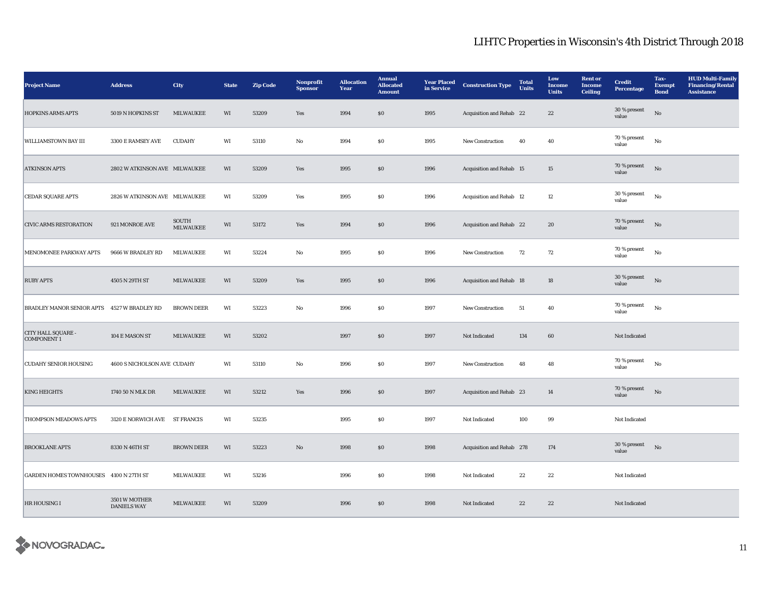# LIHTC Properties in Wisconsin's 4th District Through 2018

| Project Name | Address | City | State | Zip Code | Nonprofit Sponsor | Allocation Year | Annual Allocated Amount | Year Placed in Service | Construction Type | Total Units | Low Income Units | Rent or Income Ceiling | Credit Percentage | Tax-Exempt Bond | HUD Multi-Family Financing/Rental Assistance |
|---|---|---|---|---|---|---|---|---|---|---|---|---|---|---|---|
| HOPKINS ARMS APTS | 5019 N HOPKINS ST | MILWAUKEE | WI | 53209 | Yes | 1994 | $0 | 1995 | Acquisition and Rehab | 22 | 22 | | 30 % present value | No | |
| WILLIAMSTOWN BAY III | 3300 E RAMSEY AVE | CUDAHY | WI | 53110 | No | 1994 | $0 | 1995 | New Construction | 40 | 40 | | 70 % present value | No | |
| ATKINSON APTS | 2802 W ATKINSON AVE | MILWAUKEE | WI | 53209 | Yes | 1995 | $0 | 1996 | Acquisition and Rehab | 15 | 15 | | 70 % present value | No | |
| CEDAR SQUARE APTS | 2826 W ATKINSON AVE | MILWAUKEE | WI | 53209 | Yes | 1995 | $0 | 1996 | Acquisition and Rehab | 12 | 12 | | 30 % present value | No | |
| CIVIC ARMS RESTORATION | 921 MONROE AVE | SOUTH MILWAUKEE | WI | 53172 | Yes | 1994 | $0 | 1996 | Acquisition and Rehab | 22 | 20 | | 70 % present value | No | |
| MENOMONEE PARKWAY APTS | 9666 W BRADLEY RD | MILWAUKEE | WI | 53224 | No | 1995 | $0 | 1996 | New Construction | 72 | 72 | | 70 % present value | No | |
| RUBY APTS | 4505 N 29TH ST | MILWAUKEE | WI | 53209 | Yes | 1995 | $0 | 1996 | Acquisition and Rehab | 18 | 18 | | 30 % present value | No | |
| BRADLEY MANOR SENIOR APTS | 4527 W BRADLEY RD | BROWN DEER | WI | 53223 | No | 1996 | $0 | 1997 | New Construction | 51 | 40 | | 70 % present value | No | |
| CITY HALL SQUARE - COMPONENT 1 | 104 E MASON ST | MILWAUKEE | WI | 53202 | | 1997 | $0 | 1997 | Not Indicated | 134 | 60 | | Not Indicated | | |
| CUDAHY SENIOR HOUSING | 4600 S NICHOLSON AVE | CUDAHY | WI | 53110 | No | 1996 | $0 | 1997 | New Construction | 48 | 48 | | 70 % present value | No | |
| KING HEIGHTS | 1740 50 N MLK DR | MILWAUKEE | WI | 53212 | Yes | 1996 | $0 | 1997 | Acquisition and Rehab | 23 | 14 | | 70 % present value | No | |
| THOMPSON MEADOWS APTS | 3120 E NORWICH AVE | ST FRANCIS | WI | 53235 | | 1995 | $0 | 1997 | Not Indicated | 100 | 99 | | Not Indicated | | |
| BROOKLANE APTS | 8330 N 46TH ST | BROWN DEER | WI | 53223 | No | 1998 | $0 | 1998 | Acquisition and Rehab | 278 | 174 | | 30 % present value | No | |
| GARDEN HOMES TOWNHOUSES | 4100 N 27TH ST | MILWAUKEE | WI | 53216 | | 1996 | $0 | 1998 | Not Indicated | 22 | 22 | | Not Indicated | | |
| HR HOUSING I | 3501 W MOTHER DANIELS WAY | MILWAUKEE | WI | 53209 | | 1996 | $0 | 1998 | Not Indicated | 22 | 22 | | Not Indicated | | |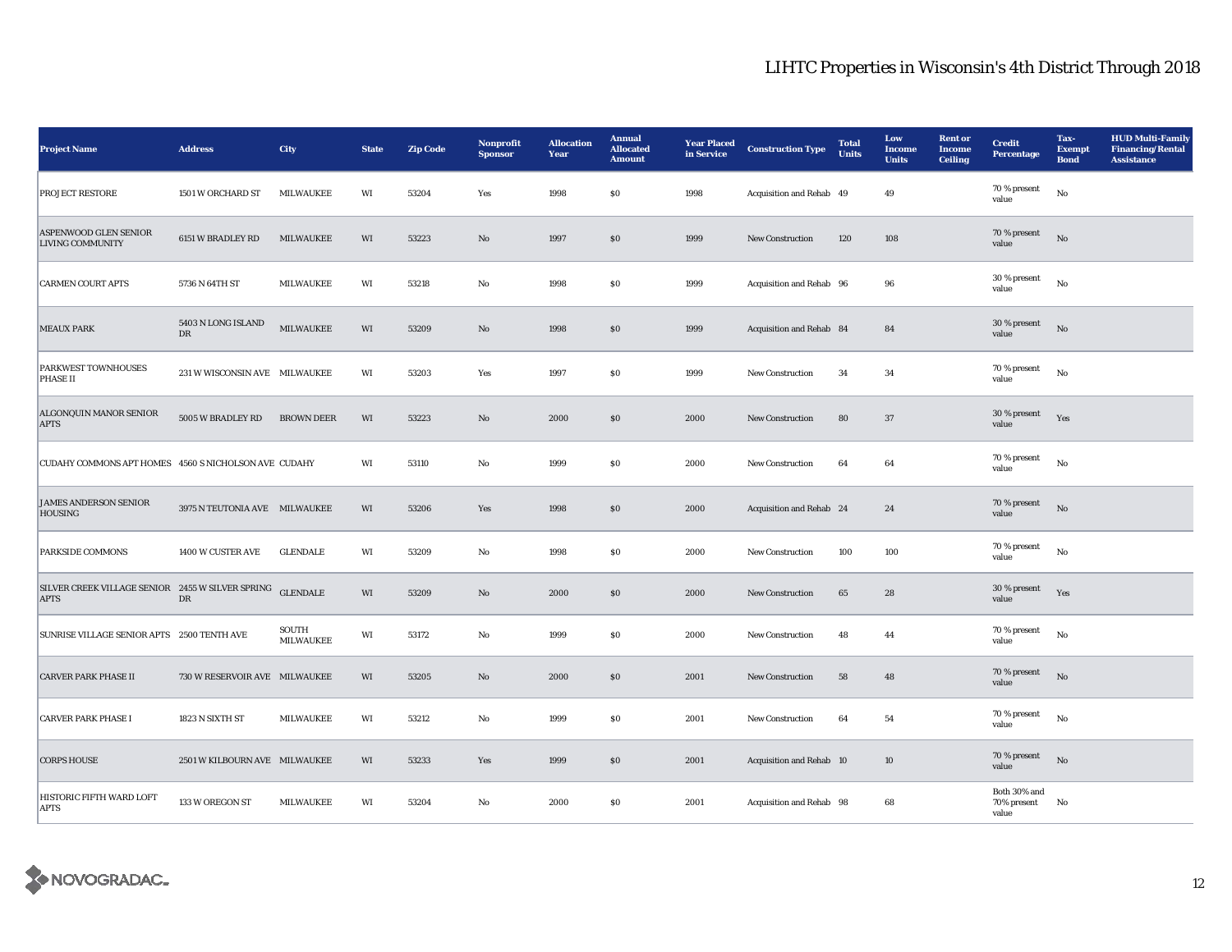# LIHTC Properties in Wisconsin's 4th District Through 2018

| Project Name | Address | City | State | Zip Code | Nonprofit Sponsor | Allocation Year | Annual Allocated Amount | Year Placed in Service | Construction Type | Total Units | Low Income Units | Rent or Income Ceiling | Credit Percentage | Tax-Exempt Bond | HUD Multi-Family Financing/Rental Assistance |
|---|---|---|---|---|---|---|---|---|---|---|---|---|---|---|---|
| PROJECT RESTORE | 1501 W ORCHARD ST | MILWAUKEE | WI | 53204 | Yes | 1998 | $0 | 1998 | Acquisition and Rehab | 49 | 49 | | 70 % present value | No | |
| ASPENWOOD GLEN SENIOR LIVING COMMUNITY | 6151 W BRADLEY RD | MILWAUKEE | WI | 53223 | No | 1997 | $0 | 1999 | New Construction | 120 | 108 | | 70 % present value | No | |
| CARMEN COURT APTS | 5736 N 64TH ST | MILWAUKEE | WI | 53218 | No | 1998 | $0 | 1999 | Acquisition and Rehab | 96 | 96 | | 30 % present value | No | |
| MEAUX PARK | 5403 N LONG ISLAND DR | MILWAUKEE | WI | 53209 | No | 1998 | $0 | 1999 | Acquisition and Rehab | 84 | 84 | | 30 % present value | No | |
| PARKWEST TOWNHOUSES PHASE II | 231 W WISCONSIN AVE | MILWAUKEE | WI | 53203 | Yes | 1997 | $0 | 1999 | New Construction | 34 | 34 | | 70 % present value | No | |
| ALGONQUIN MANOR SENIOR APTS | 5005 W BRADLEY RD | BROWN DEER | WI | 53223 | No | 2000 | $0 | 2000 | New Construction | 80 | 37 | | 30 % present value | Yes | |
| CUDAHY COMMONS APT HOMES | 4560 S NICHOLSON AVE | CUDAHY | WI | 53110 | No | 1999 | $0 | 2000 | New Construction | 64 | 64 | | 70 % present value | No | |
| JAMES ANDERSON SENIOR HOUSING | 3975 N TEUTONIA AVE | MILWAUKEE | WI | 53206 | Yes | 1998 | $0 | 2000 | Acquisition and Rehab | 24 | 24 | | 70 % present value | No | |
| PARKSIDE COMMONS | 1400 W CUSTER AVE | GLENDALE | WI | 53209 | No | 1998 | $0 | 2000 | New Construction | 100 | 100 | | 70 % present value | No | |
| SILVER CREEK VILLAGE SENIOR APTS | 2455 W SILVER SPRING DR | GLENDALE | WI | 53209 | No | 2000 | $0 | 2000 | New Construction | 65 | 28 | | 30 % present value | Yes | |
| SUNRISE VILLAGE SENIOR APTS | 2500 TENTH AVE | SOUTH MILWAUKEE | WI | 53172 | No | 1999 | $0 | 2000 | New Construction | 48 | 44 | | 70 % present value | No | |
| CARVER PARK PHASE II | 730 W RESERVOIR AVE | MILWAUKEE | WI | 53205 | No | 2000 | $0 | 2001 | New Construction | 58 | 48 | | 70 % present value | No | |
| CARVER PARK PHASE I | 1823 N SIXTH ST | MILWAUKEE | WI | 53212 | No | 1999 | $0 | 2001 | New Construction | 64 | 54 | | 70 % present value | No | |
| CORPS HOUSE | 2501 W KILBOURN AVE | MILWAUKEE | WI | 53233 | Yes | 1999 | $0 | 2001 | Acquisition and Rehab | 10 | 10 | | 70 % present value | No | |
| HISTORIC FIFTH WARD LOFT APTS | 133 W OREGON ST | MILWAUKEE | WI | 53204 | No | 2000 | $0 | 2001 | Acquisition and Rehab | 98 | 68 | | Both 30% and 70% present value | No | |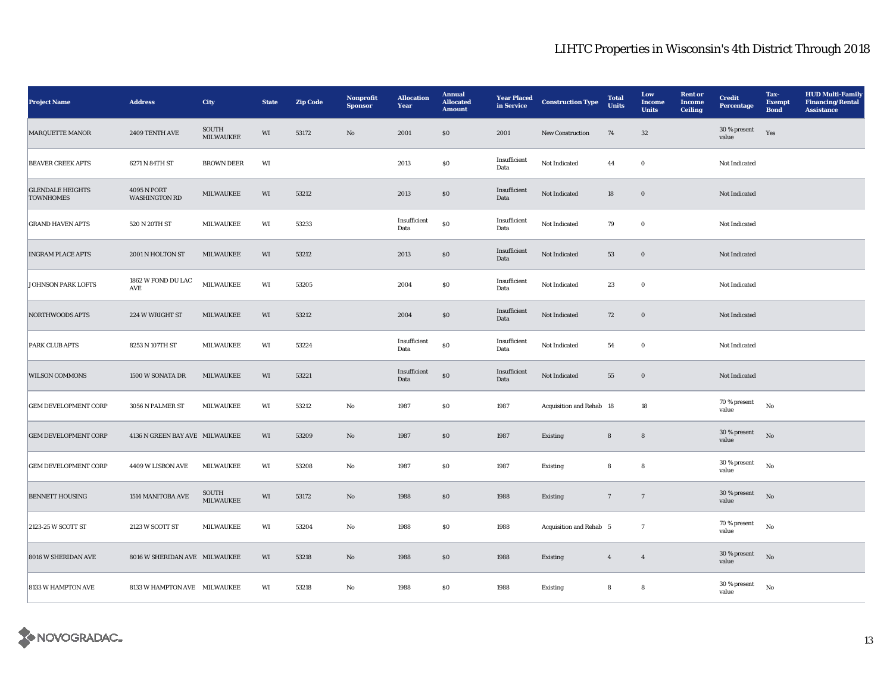# LIHTC Properties in Wisconsin's 4th District Through 2018

| Project Name | Address | City | State | Zip Code | Nonprofit Sponsor | Allocation Year | Annual Allocated Amount | Year Placed in Service | Construction Type | Total Units | Low Income Units | Rent or Income Ceiling | Credit Percentage | Tax-Exempt Bond | HUD Multi-Family Financing/Rental Assistance |
|---|---|---|---|---|---|---|---|---|---|---|---|---|---|---|---|
| MARQUETTE MANOR | 2409 TENTH AVE | SOUTH MILWAUKEE | WI | 53172 | No | 2001 | $0 | 2001 | New Construction | 74 | 32 | | 30 % present value | Yes | |
| BEAVER CREEK APTS | 6271 N 84TH ST | BROWN DEER | WI | | | 2013 | $0 | Insufficient Data | Not Indicated | 44 | 0 | | Not Indicated | | |
| GLENDALE HEIGHTS TOWNHOMES | 4095 N PORT WASHINGTON RD | MILWAUKEE | WI | 53212 | | 2013 | $0 | Insufficient Data | Not Indicated | 18 | 0 | | Not Indicated | | |
| GRAND HAVEN APTS | 520 N 20TH ST | MILWAUKEE | WI | 53233 | | Insufficient Data | $0 | Insufficient Data | Not Indicated | 79 | 0 | | Not Indicated | | |
| INGRAM PLACE APTS | 2001 N HOLTON ST | MILWAUKEE | WI | 53212 | | 2013 | $0 | Insufficient Data | Not Indicated | 53 | 0 | | Not Indicated | | |
| JOHNSON PARK LOFTS | 1862 W FOND DU LAC AVE | MILWAUKEE | WI | 53205 | | 2004 | $0 | Insufficient Data | Not Indicated | 23 | 0 | | Not Indicated | | |
| NORTHWOODS APTS | 224 W WRIGHT ST | MILWAUKEE | WI | 53212 | | 2004 | $0 | Insufficient Data | Not Indicated | 72 | 0 | | Not Indicated | | |
| PARK CLUB APTS | 8253 N 107TH ST | MILWAUKEE | WI | 53224 | | Insufficient Data | $0 | Insufficient Data | Not Indicated | 54 | 0 | | Not Indicated | | |
| WILSON COMMONS | 1500 W SONATA DR | MILWAUKEE | WI | 53221 | | Insufficient Data | $0 | Insufficient Data | Not Indicated | 55 | 0 | | Not Indicated | | |
| GEM DEVELOPMENT CORP | 3056 N PALMER ST | MILWAUKEE | WI | 53212 | No | 1987 | $0 | 1987 | Acquisition and Rehab | 18 | 18 | | 70 % present value | No | |
| GEM DEVELOPMENT CORP | 4136 N GREEN BAY AVE | MILWAUKEE | WI | 53209 | No | 1987 | $0 | 1987 | Existing | 8 | 8 | | 30 % present value | No | |
| GEM DEVELOPMENT CORP | 4409 W LISBON AVE | MILWAUKEE | WI | 53208 | No | 1987 | $0 | 1987 | Existing | 8 | 8 | | 30 % present value | No | |
| BENNETT HOUSING | 1514 MANITOBA AVE | SOUTH MILWAUKEE | WI | 53172 | No | 1988 | $0 | 1988 | Existing | 7 | 7 | | 30 % present value | No | |
| 2123-25 W SCOTT ST | 2123 W SCOTT ST | MILWAUKEE | WI | 53204 | No | 1988 | $0 | 1988 | Acquisition and Rehab | 5 | 7 | | 70 % present value | No | |
| 8016 W SHERIDAN AVE | 8016 W SHERIDAN AVE | MILWAUKEE | WI | 53218 | No | 1988 | $0 | 1988 | Existing | 4 | 4 | | 30 % present value | No | |
| 8133 W HAMPTON AVE | 8133 W HAMPTON AVE | MILWAUKEE | WI | 53218 | No | 1988 | $0 | 1988 | Existing | 8 | 8 | | 30 % present value | No | |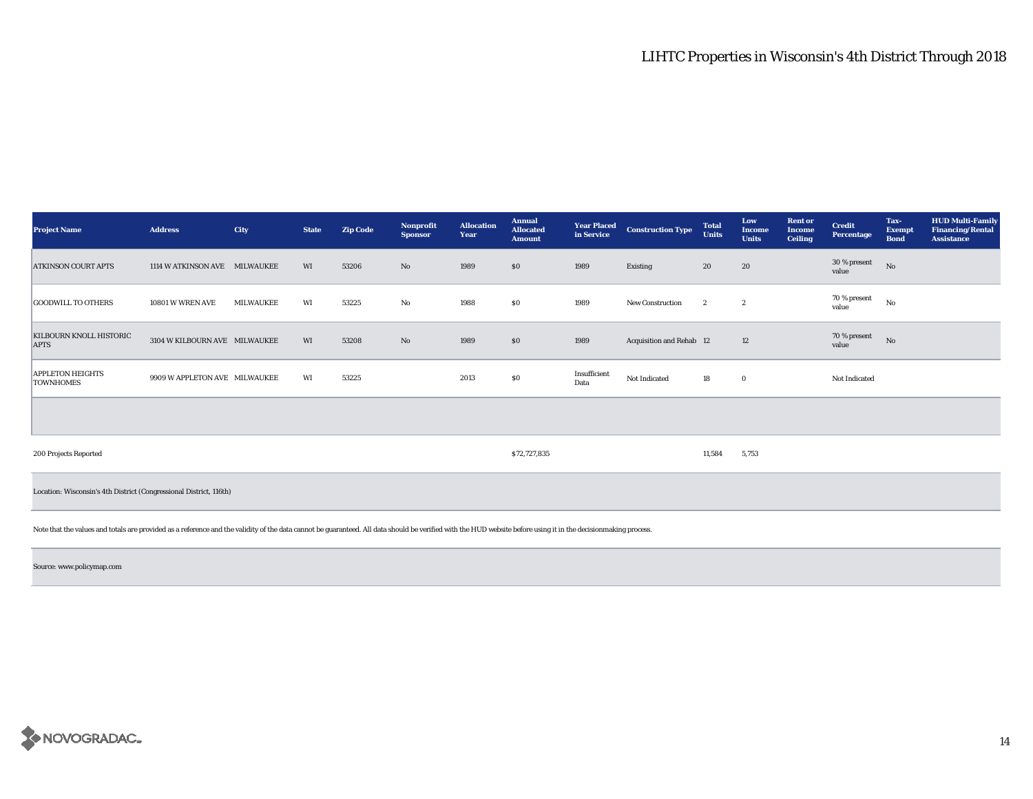| Project Name | Address | City | State | Zip Code | Nonprofit Sponsor | Allocation Year | Annual Allocated Amount | Year Placed in Service | Construction Type | Total Units | Low Income Units | Rent or Income Ceiling | Credit Percentage | Tax-Exempt Bond | HUD Multi-Family Financing/Rental Assistance |
|---|---|---|---|---|---|---|---|---|---|---|---|---|---|---|---|
| ATKINSON COURT APTS | 1114 W ATKINSON AVE | MILWAUKEE | WI | 53206 | No | 1989 | $0 | 1989 | Existing | 20 | 20 | | 30 % present value | No | |
| GOODWILL TO OTHERS | 10801 W WREN AVE | MILWAUKEE | WI | 53225 | No | 1988 | $0 | 1989 | New Construction | 2 | 2 | | 70 % present value | No | |
| KILBOURN KNOLL HISTORIC APTS | 3104 W KILBOURN AVE | MILWAUKEE | WI | 53208 | No | 1989 | $0 | 1989 | Acquisition and Rehab | 12 | 12 | | 70 % present value | No | |
| APPLETON HEIGHTS TOWNHOMES | 9909 W APPLETON AVE | MILWAUKEE | WI | 53225 | | 2013 | $0 | Insufficient Data | Not Indicated | 18 | 0 | | Not Indicated | | |
| | | | | | | | | | | | | | | | |
| 200 Projects Reported | | | | | | | $72,727,835 | | | 11,584 | 5,753 | | | | |

Location: Wisconsin's 4th District (Congressional District, 116th)

Note that the values and totals are provided as a reference and the validity of the data cannot be guaranteed. All data should be verified with the HUD website before using it in the decisionmaking process.

Source: www.policymap.com